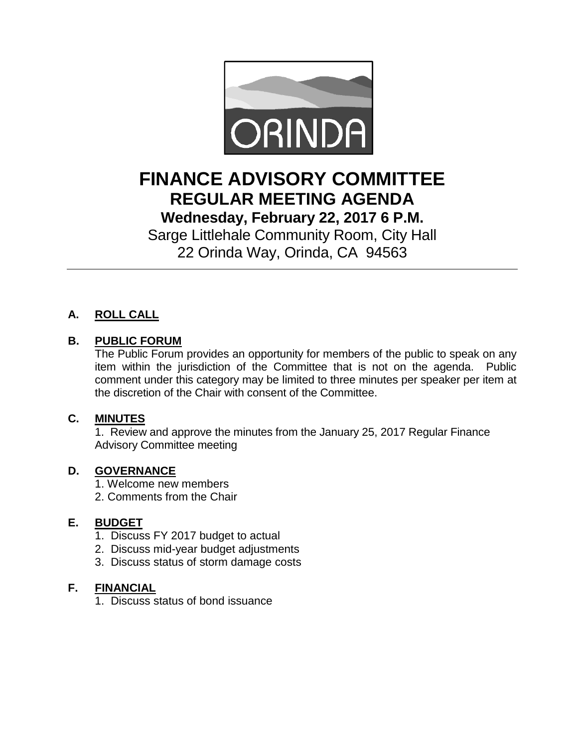ORINDA

# FINANCE ADVISORY COMMITTEE
## REGULAR MEETING AGENDA
### Wednesday, February 22, 2017 6 P.M.

Sarge Littlehale Community Room, City Hall
22 Orinda Way, Orinda, CA 94563

---

**A. ROLL CALL**

**B. PUBLIC FORUM**

The Public Forum provides an opportunity for members of the public to speak on any item within the jurisdiction of the Committee that is not on the agenda. Public comment under this category may be limited to three minutes per speaker per item at the discretion of the Chair with consent of the Committee.

**C. MINUTES**

1. Review and approve the minutes from the January 25, 2017 Regular Finance Advisory Committee meeting

**D. GOVERNANCE**

1. Welcome new members
2. Comments from the Chair

**E. BUDGET**

1. Discuss FY 2017 budget to actual
2. Discuss mid-year budget adjustments
3. Discuss status of storm damage costs

**F. FINANCIAL**

1. Discuss status of bond issuance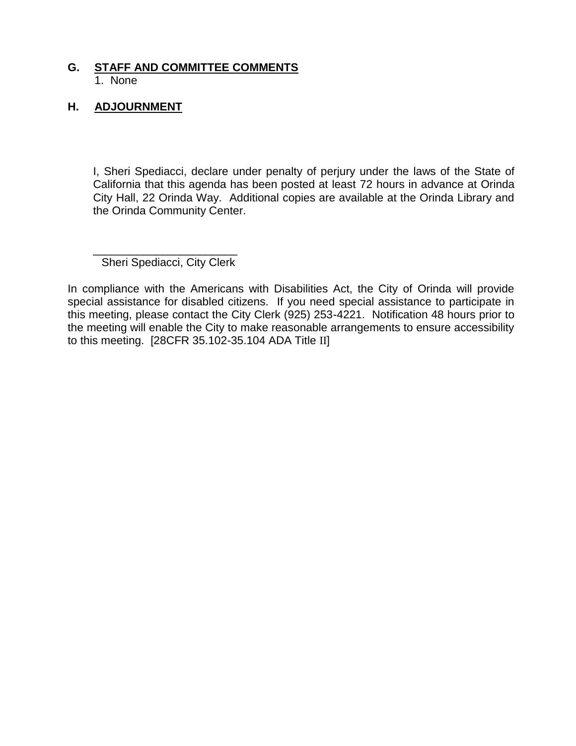## G. STAFF AND COMMITTEE COMMENTS

1. None

## H. ADJOURNMENT

I, Sheri Spediacci, declare under penalty of perjury under the laws of the State of California that this agenda has been posted at least 72 hours in advance at Orinda City Hall, 22 Orinda Way. Additional copies are available at the Orinda Library and the Orinda Community Center.

________________________
Sheri Spediacci, City Clerk

In compliance with the Americans with Disabilities Act, the City of Orinda will provide special assistance for disabled citizens. If you need special assistance to participate in this meeting, please contact the City Clerk (925) 253-4221. Notification 48 hours prior to the meeting will enable the City to make reasonable arrangements to ensure accessibility to this meeting. [28CFR 35.102-35.104 ADA Title II]